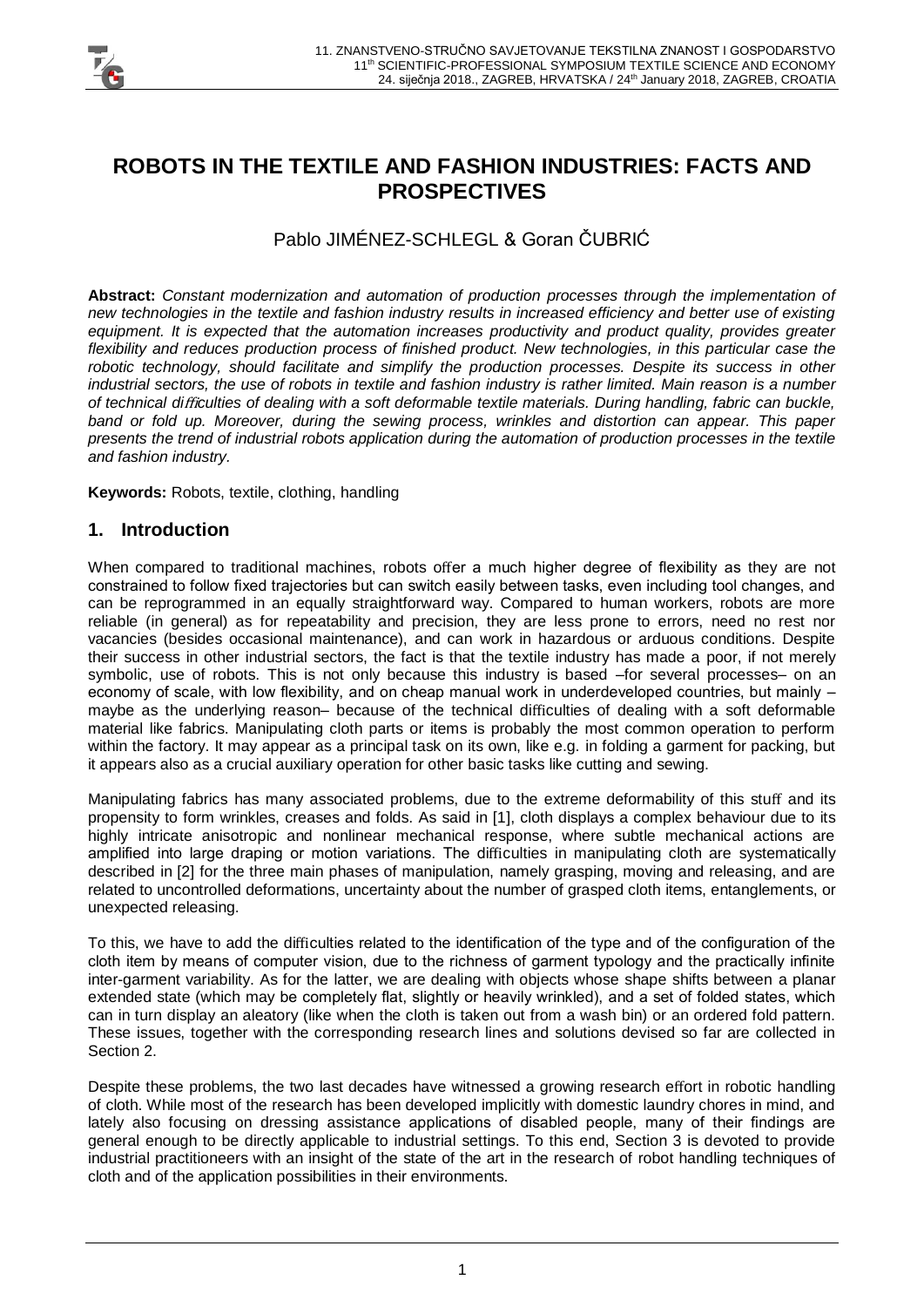# ROBOTS IN THE TEXTILE AND FASHION INDUSTRIES: FACTS AND PROSPECTIVES

Pablo JIMÉNEZ-SCHLEGL & Goran ČUBRIĆ

**Abstract:** *Constant modernization and automation of production processes through the implementation of new technologies in the textile and fashion industry results in increased efficiency and better use of existing equipment. It is expected that the automation increases productivity and product quality, provides greater flexibility and reduces production process of finished product. New technologies, in this particular case the robotic technology, should facilitate and simplify the production processes. Despite its success in other industrial sectors, the use of robots in textile and fashion industry is rather limited. Main reason is a number of technical difficulties of dealing with a soft deformable textile materials. During handling, fabric can buckle, band or fold up. Moreover, during the sewing process, wrinkles and distortion can appear. This paper presents the trend of industrial robots application during the automation of production processes in the textile and fashion industry.*

**Keywords:** Robots, textile, clothing, handling

## 1. Introduction

When compared to traditional machines, robots offer a much higher degree of flexibility as they are not constrained to follow fixed trajectories but can switch easily between tasks, even including tool changes, and can be reprogrammed in an equally straightforward way. Compared to human workers, robots are more reliable (in general) as for repeatability and precision, they are less prone to errors, need no rest nor vacancies (besides occasional maintenance), and can work in hazardous or arduous conditions. Despite their success in other industrial sectors, the fact is that the textile industry has made a poor, if not merely symbolic, use of robots. This is not only because this industry is based –for several processes– on an economy of scale, with low flexibility, and on cheap manual work in underdeveloped countries, but mainly – maybe as the underlying reason– because of the technical difficulties of dealing with a soft deformable material like fabrics. Manipulating cloth parts or items is probably the most common operation to perform within the factory. It may appear as a principal task on its own, like e.g. in folding a garment for packing, but it appears also as a crucial auxiliary operation for other basic tasks like cutting and sewing.

Manipulating fabrics has many associated problems, due to the extreme deformability of this stuff and its propensity to form wrinkles, creases and folds. As said in [1], cloth displays a complex behaviour due to its highly intricate anisotropic and nonlinear mechanical response, where subtle mechanical actions are amplified into large draping or motion variations. The difficulties in manipulating cloth are systematically described in [2] for the three main phases of manipulation, namely grasping, moving and releasing, and are related to uncontrolled deformations, uncertainty about the number of grasped cloth items, entanglements, or unexpected releasing.

To this, we have to add the difficulties related to the identification of the type and of the configuration of the cloth item by means of computer vision, due to the richness of garment typology and the practically infinite inter-garment variability. As for the latter, we are dealing with objects whose shape shifts between a planar extended state (which may be completely flat, slightly or heavily wrinkled), and a set of folded states, which can in turn display an aleatory (like when the cloth is taken out from a wash bin) or an ordered fold pattern. These issues, together with the corresponding research lines and solutions devised so far are collected in Section 2.

Despite these problems, the two last decades have witnessed a growing research effort in robotic handling of cloth. While most of the research has been developed implicitly with domestic laundry chores in mind, and lately also focusing on dressing assistance applications of disabled people, many of their findings are general enough to be directly applicable to industrial settings. To this end, Section 3 is devoted to provide industrial practitioneers with an insight of the state of the art in the research of robot handling techniques of cloth and of the application possibilities in their environments.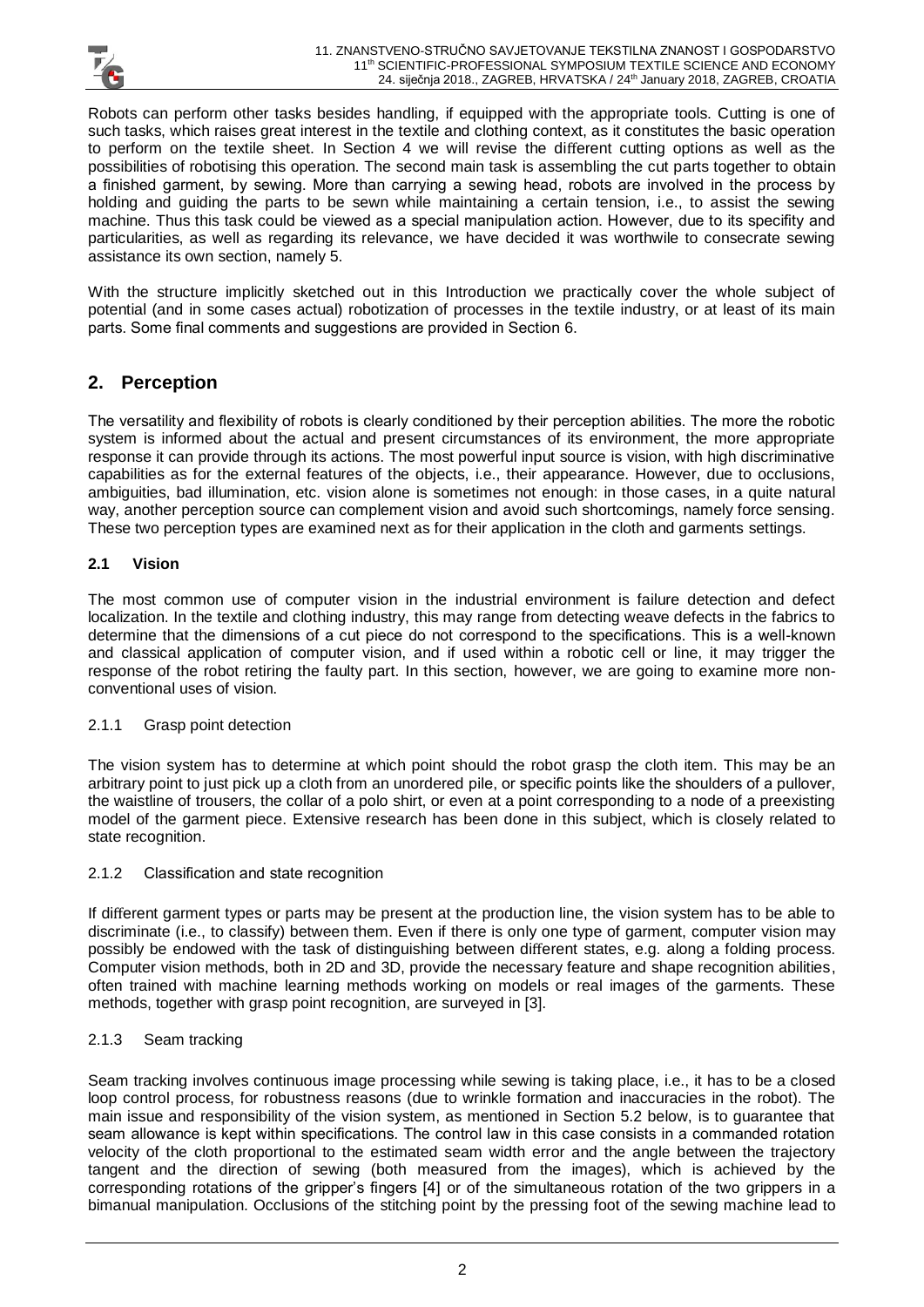Robots can perform other tasks besides handling, if equipped with the appropriate tools. Cutting is one of such tasks, which raises great interest in the textile and clothing context, as it constitutes the basic operation to perform on the textile sheet. In Section 4 we will revise the different cutting options as well as the possibilities of robotising this operation. The second main task is assembling the cut parts together to obtain a finished garment, by sewing. More than carrying a sewing head, robots are involved in the process by holding and guiding the parts to be sewn while maintaining a certain tension, i.e., to assist the sewing machine. Thus this task could be viewed as a special manipulation action. However, due to its specifity and particularities, as well as regarding its relevance, we have decided it was worthwile to consecrate sewing assistance its own section, namely 5.

With the structure implicitly sketched out in this Introduction we practically cover the whole subject of potential (and in some cases actual) robotization of processes in the textile industry, or at least of its main parts. Some final comments and suggestions are provided in Section 6.

## 2. Perception

The versatility and flexibility of robots is clearly conditioned by their perception abilities. The more the robotic system is informed about the actual and present circumstances of its environment, the more appropriate response it can provide through its actions. The most powerful input source is vision, with high discriminative capabilities as for the external features of the objects, i.e., their appearance. However, due to occlusions, ambiguities, bad illumination, etc. vision alone is sometimes not enough: in those cases, in a quite natural way, another perception source can complement vision and avoid such shortcomings, namely force sensing. These two perception types are examined next as for their application in the cloth and garments settings.

### 2.1 Vision

The most common use of computer vision in the industrial environment is failure detection and defect localization. In the textile and clothing industry, this may range from detecting weave defects in the fabrics to determine that the dimensions of a cut piece do not correspond to the specifications. This is a well-known and classical application of computer vision, and if used within a robotic cell or line, it may trigger the response of the robot retiring the faulty part. In this section, however, we are going to examine more non-conventional uses of vision.

#### 2.1.1 Grasp point detection

The vision system has to determine at which point should the robot grasp the cloth item. This may be an arbitrary point to just pick up a cloth from an unordered pile, or specific points like the shoulders of a pullover, the waistline of trousers, the collar of a polo shirt, or even at a point corresponding to a node of a preexisting model of the garment piece. Extensive research has been done in this subject, which is closely related to state recognition.

#### 2.1.2 Classification and state recognition

If different garment types or parts may be present at the production line, the vision system has to be able to discriminate (i.e., to classify) between them. Even if there is only one type of garment, computer vision may possibly be endowed with the task of distinguishing between different states, e.g. along a folding process. Computer vision methods, both in 2D and 3D, provide the necessary feature and shape recognition abilities, often trained with machine learning methods working on models or real images of the garments. These methods, together with grasp point recognition, are surveyed in [3].

#### 2.1.3 Seam tracking

Seam tracking involves continuous image processing while sewing is taking place, i.e., it has to be a closed loop control process, for robustness reasons (due to wrinkle formation and inaccuracies in the robot). The main issue and responsibility of the vision system, as mentioned in Section 5.2 below, is to guarantee that seam allowance is kept within specifications. The control law in this case consists in a commanded rotation velocity of the cloth proportional to the estimated seam width error and the angle between the trajectory tangent and the direction of sewing (both measured from the images), which is achieved by the corresponding rotations of the gripper's fingers [4] or of the simultaneous rotation of the two grippers in a bimanual manipulation. Occlusions of the stitching point by the pressing foot of the sewing machine lead to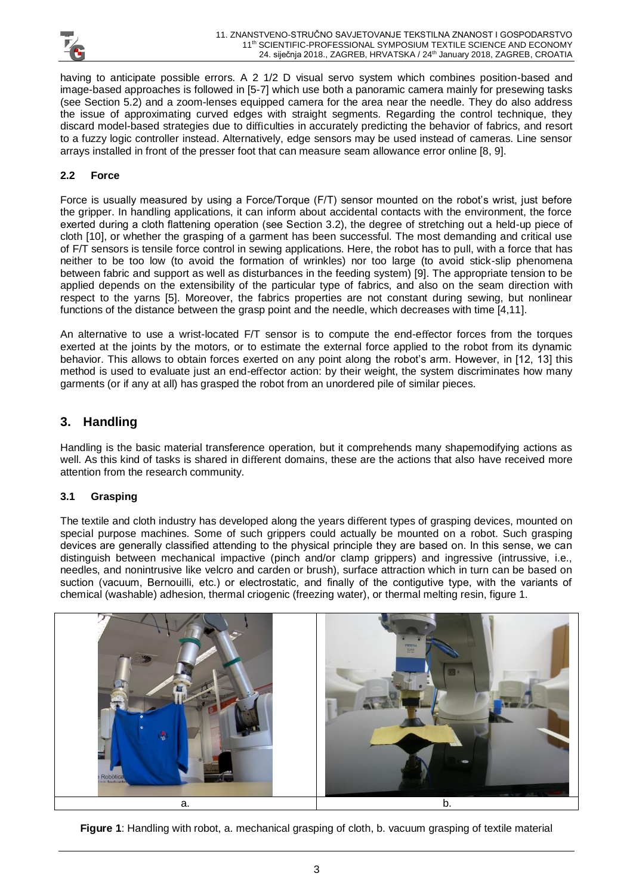having to anticipate possible errors. A 2 1/2 D visual servo system which combines position-based and image-based approaches is followed in [5-7] which use both a panoramic camera mainly for presewing tasks (see Section 5.2) and a zoom-lenses equipped camera for the area near the needle. They do also address the issue of approximating curved edges with straight segments. Regarding the control technique, they discard model-based strategies due to difficulties in accurately predicting the behavior of fabrics, and resort to a fuzzy logic controller instead. Alternatively, edge sensors may be used instead of cameras. Line sensor arrays installed in front of the presser foot that can measure seam allowance error online [8, 9].

### 2.2 Force

Force is usually measured by using a Force/Torque (F/T) sensor mounted on the robot's wrist, just before the gripper. In handling applications, it can inform about accidental contacts with the environment, the force exerted during a cloth flattening operation (see Section 3.2), the degree of stretching out a held-up piece of cloth [10], or whether the grasping of a garment has been successful. The most demanding and critical use of F/T sensors is tensile force control in sewing applications. Here, the robot has to pull, with a force that has neither to be too low (to avoid the formation of wrinkles) nor too large (to avoid stick-slip phenomena between fabric and support as well as disturbances in the feeding system) [9]. The appropriate tension to be applied depends on the extensibility of the particular type of fabrics, and also on the seam direction with respect to the yarns [5]. Moreover, the fabrics properties are not constant during sewing, but nonlinear functions of the distance between the grasp point and the needle, which decreases with time [4,11].

An alternative to use a wrist-located F/T sensor is to compute the end-effector forces from the torques exerted at the joints by the motors, or to estimate the external force applied to the robot from its dynamic behavior. This allows to obtain forces exerted on any point along the robot's arm. However, in [12, 13] this method is used to evaluate just an end-effector action: by their weight, the system discriminates how many garments (or if any at all) has grasped the robot from an unordered pile of similar pieces.

## 3. Handling

Handling is the basic material transference operation, but it comprehends many shapemodifying actions as well. As this kind of tasks is shared in different domains, these are the actions that also have received more attention from the research community.

### 3.1 Grasping

The textile and cloth industry has developed along the years different types of grasping devices, mounted on special purpose machines. Some of such grippers could actually be mounted on a robot. Such grasping devices are generally classified attending to the physical principle they are based on. In this sense, we can distinguish between mechanical impactive (pinch and/or clamp grippers) and ingressive (intrussive, i.e., needles, and nonintrusive like velcro and carden or brush), surface attraction which in turn can be based on suction (vacuum, Bernouilli, etc.) or electrostatic, and finally of the contigutive type, with the variants of chemical (washable) adhesion, thermal criogenic (freezing water), or thermal melting resin, figure 1.

a. b.

**Figure 1**: Handling with robot, a. mechanical grasping of cloth, b. vacuum grasping of textile material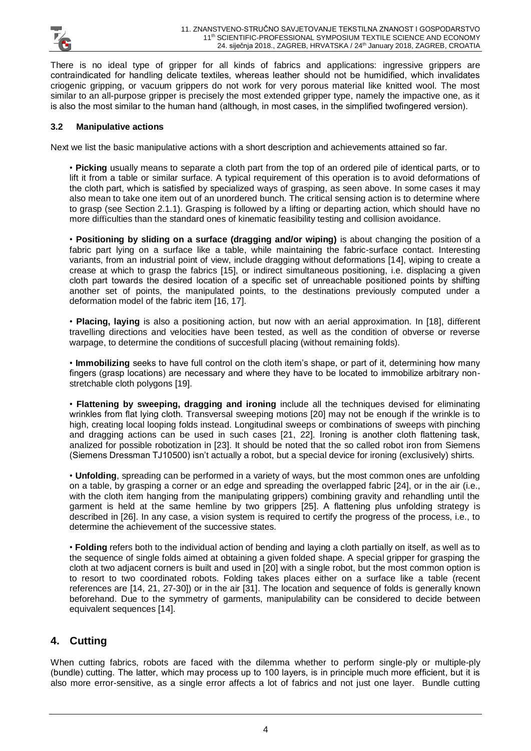There is no ideal type of gripper for all kinds of fabrics and applications: ingressive grippers are contraindicated for handling delicate textiles, whereas leather should not be humidified, which invalidates criogenic gripping, or vacuum grippers do not work for very porous material like knitted wool. The most similar to an all-purpose gripper is precisely the most extended gripper type, namely the impactive one, as it is also the most similar to the human hand (although, in most cases, in the simplified twofingered version).

### 3.2 Manipulative actions

Next we list the basic manipulative actions with a short description and achievements attained so far.

- **Picking** usually means to separate a cloth part from the top of an ordered pile of identical parts, or to lift it from a table or similar surface. A typical requirement of this operation is to avoid deformations of the cloth part, which is satisfied by specialized ways of grasping, as seen above. In some cases it may also mean to take one item out of an unordered bunch. The critical sensing action is to determine where to grasp (see Section 2.1.1). Grasping is followed by a lifting or departing action, which should have no more difficulties than the standard ones of kinematic feasibility testing and collision avoidance.

- **Positioning by sliding on a surface (dragging and/or wiping)** is about changing the position of a fabric part lying on a surface like a table, while maintaining the fabric-surface contact. Interesting variants, from an industrial point of view, include dragging without deformations [14], wiping to create a crease at which to grasp the fabrics [15], or indirect simultaneous positioning, i.e. displacing a given cloth part towards the desired location of a specific set of unreachable positioned points by shifting another set of points, the manipulated points, to the destinations previously computed under a deformation model of the fabric item [16, 17].

- **Placing, laying** is also a positioning action, but now with an aerial approximation. In [18], different travelling directions and velocities have been tested, as well as the condition of obverse or reverse warpage, to determine the conditions of succesfull placing (without remaining folds).

- **Immobilizing** seeks to have full control on the cloth item's shape, or part of it, determining how many fingers (grasp locations) are necessary and where they have to be located to immobilize arbitrary non-stretchable cloth polygons [19].

- **Flattening by sweeping, dragging and ironing** include all the techniques devised for eliminating wrinkles from flat lying cloth. Transversal sweeping motions [20] may not be enough if the wrinkle is to high, creating local looping folds instead. Longitudinal sweeps or combinations of sweeps with pinching and dragging actions can be used in such cases [21, 22]. Ironing is another cloth flattening task, analized for possible robotization in [23]. It should be noted that the so called robot iron from Siemens (Siemens Dressman TJ10500) isn't actually a robot, but a special device for ironing (exclusively) shirts.

- **Unfolding**, spreading can be performed in a variety of ways, but the most common ones are unfolding on a table, by grasping a corner or an edge and spreading the overlapped fabric [24], or in the air (i.e., with the cloth item hanging from the manipulating grippers) combining gravity and rehandling until the garment is held at the same hemline by two grippers [25]. A flattening plus unfolding strategy is described in [26]. In any case, a vision system is required to certify the progress of the process, i.e., to determine the achievement of the successive states.

- **Folding** refers both to the individual action of bending and laying a cloth partially on itself, as well as to the sequence of single folds aimed at obtaining a given folded shape. A special gripper for grasping the cloth at two adjacent corners is built and used in [20] with a single robot, but the most common option is to resort to two coordinated robots. Folding takes places either on a surface like a table (recent references are [14, 21, 27-30]) or in the air [31]. The location and sequence of folds is generally known beforehand. Due to the symmetry of garments, manipulability can be considered to decide between equivalent sequences [14].

## 4. Cutting

When cutting fabrics, robots are faced with the dilemma whether to perform single-ply or multiple-ply (bundle) cutting. The latter, which may process up to 100 layers, is in principle much more efficient, but it is also more error-sensitive, as a single error affects a lot of fabrics and not just one layer. Bundle cutting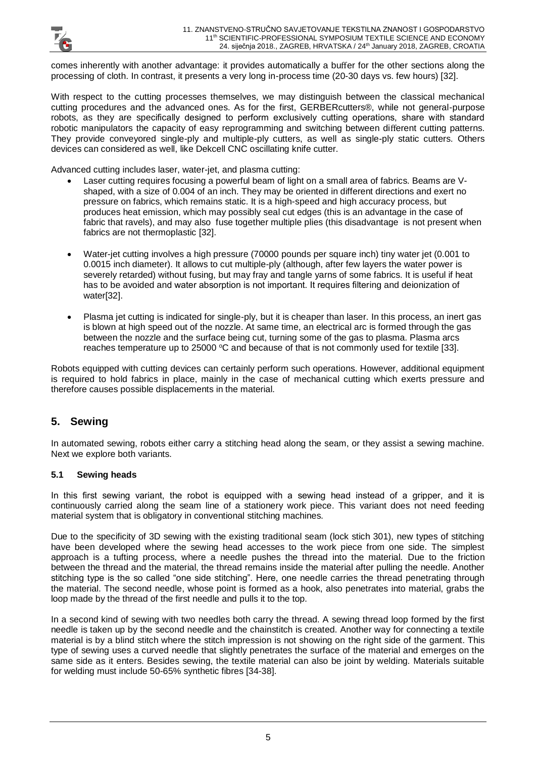comes inherently with another advantage: it provides automatically a buffer for the other sections along the processing of cloth. In contrast, it presents a very long in-process time (20-30 days vs. few hours) [32].

With respect to the cutting processes themselves, we may distinguish between the classical mechanical cutting procedures and the advanced ones. As for the first, GERBERcutters®, while not general-purpose robots, as they are specifically designed to perform exclusively cutting operations, share with standard robotic manipulators the capacity of easy reprogramming and switching between different cutting patterns. They provide conveyored single-ply and multiple-ply cutters, as well as single-ply static cutters. Others devices can considered as well, like Dekcell CNC oscillating knife cutter.

Advanced cutting includes laser, water-jet, and plasma cutting:

- Laser cutting requires focusing a powerful beam of light on a small area of fabrics. Beams are V-shaped, with a size of 0.004 of an inch. They may be oriented in different directions and exert no pressure on fabrics, which remains static. It is a high-speed and high accuracy process, but produces heat emission, which may possibly seal cut edges (this is an advantage in the case of fabric that ravels), and may also fuse together multiple plies (this disadvantage is not present when fabrics are not thermoplastic [32].

- Water-jet cutting involves a high pressure (70000 pounds per square inch) tiny water jet (0.001 to 0.0015 inch diameter). It allows to cut multiple-ply (although, after few layers the water power is severely retarded) without fusing, but may fray and tangle yarns of some fabrics. It is useful if heat has to be avoided and water absorption is not important. It requires filtering and deionization of water[32].

- Plasma jet cutting is indicated for single-ply, but it is cheaper than laser. In this process, an inert gas is blown at high speed out of the nozzle. At same time, an electrical arc is formed through the gas between the nozzle and the surface being cut, turning some of the gas to plasma. Plasma arcs reaches temperature up to 25000 °C and because of that is not commonly used for textile [33].

Robots equipped with cutting devices can certainly perform such operations. However, additional equipment is required to hold fabrics in place, mainly in the case of mechanical cutting which exerts pressure and therefore causes possible displacements in the material.

## 5. Sewing

In automated sewing, robots either carry a stitching head along the seam, or they assist a sewing machine. Next we explore both variants.

### 5.1 Sewing heads

In this first sewing variant, the robot is equipped with a sewing head instead of a gripper, and it is continuously carried along the seam line of a stationery work piece. This variant does not need feeding material system that is obligatory in conventional stitching machines.

Due to the specificity of 3D sewing with the existing traditional seam (lock stich 301), new types of stitching have been developed where the sewing head accesses to the work piece from one side. The simplest approach is a tufting process, where a needle pushes the thread into the material. Due to the friction between the thread and the material, the thread remains inside the material after pulling the needle. Another stitching type is the so called "one side stitching". Here, one needle carries the thread penetrating through the material. The second needle, whose point is formed as a hook, also penetrates into material, grabs the loop made by the thread of the first needle and pulls it to the top.

In a second kind of sewing with two needles both carry the thread. A sewing thread loop formed by the first needle is taken up by the second needle and the chainstitch is created. Another way for connecting a textile material is by a blind stitch where the stitch impression is not showing on the right side of the garment. This type of sewing uses a curved needle that slightly penetrates the surface of the material and emerges on the same side as it enters. Besides sewing, the textile material can also be joint by welding. Materials suitable for welding must include 50-65% synthetic fibres [34-38].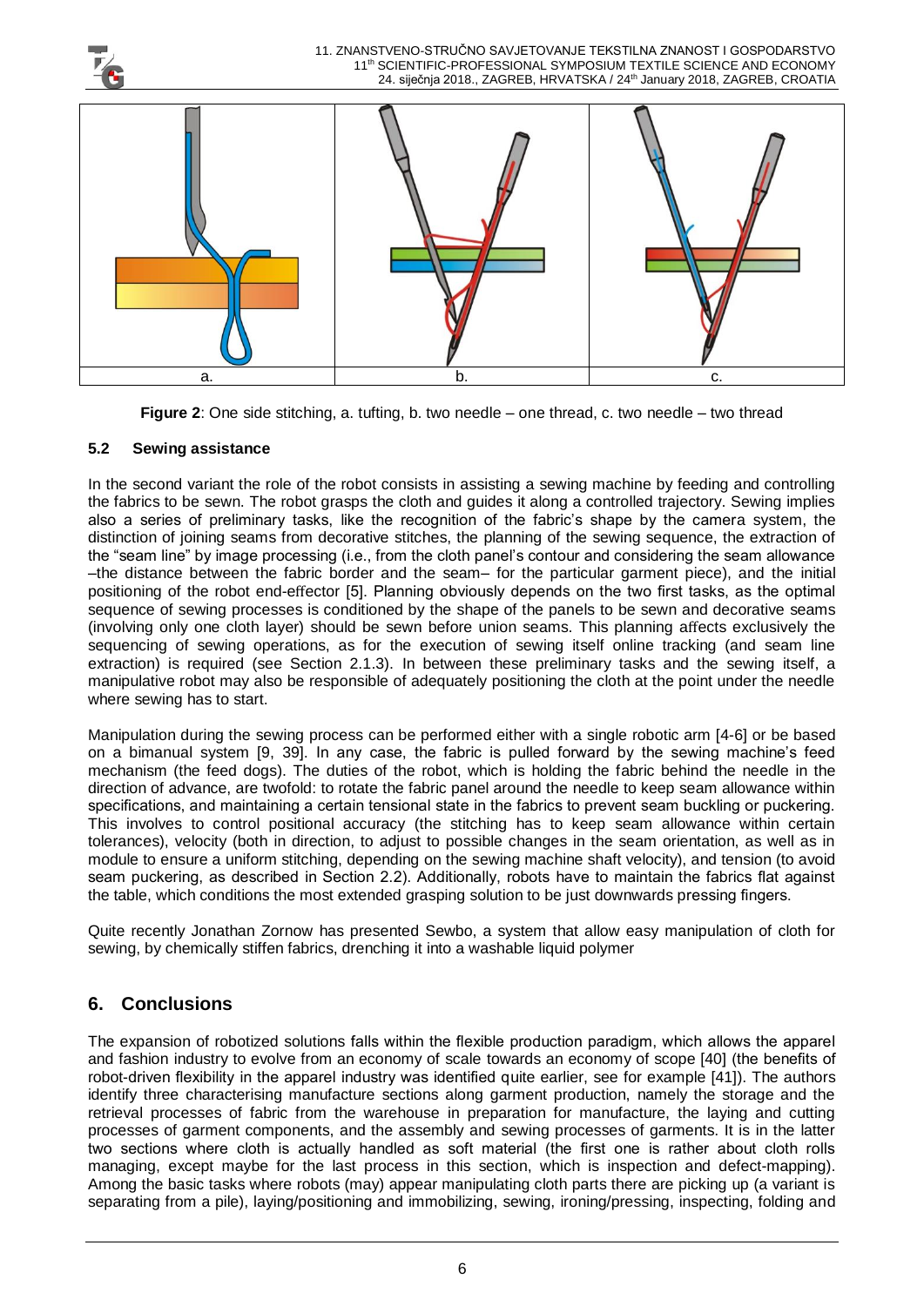Figure 2: One side stitching, a. tufting, b. two needle – one thread, c. two needle – two thread

### 5.2 Sewing assistance

In the second variant the role of the robot consists in assisting a sewing machine by feeding and controlling the fabrics to be sewn. The robot grasps the cloth and guides it along a controlled trajectory. Sewing implies also a series of preliminary tasks, like the recognition of the fabric's shape by the camera system, the distinction of joining seams from decorative stitches, the planning of the sewing sequence, the extraction of the "seam line" by image processing (i.e., from the cloth panel's contour and considering the seam allowance –the distance between the fabric border and the seam– for the particular garment piece), and the initial positioning of the robot end-effector [5]. Planning obviously depends on the two first tasks, as the optimal sequence of sewing processes is conditioned by the shape of the panels to be sewn and decorative seams (involving only one cloth layer) should be sewn before union seams. This planning affects exclusively the sequencing of sewing operations, as for the execution of sewing itself online tracking (and seam line extraction) is required (see Section 2.1.3). In between these preliminary tasks and the sewing itself, a manipulative robot may also be responsible of adequately positioning the cloth at the point under the needle where sewing has to start.

Manipulation during the sewing process can be performed either with a single robotic arm [4-6] or be based on a bimanual system [9, 39]. In any case, the fabric is pulled forward by the sewing machine's feed mechanism (the feed dogs). The duties of the robot, which is holding the fabric behind the needle in the direction of advance, are twofold: to rotate the fabric panel around the needle to keep seam allowance within specifications, and maintaining a certain tensional state in the fabrics to prevent seam buckling or puckering. This involves to control positional accuracy (the stitching has to keep seam allowance within certain tolerances), velocity (both in direction, to adjust to possible changes in the seam orientation, as well as in module to ensure a uniform stitching, depending on the sewing machine shaft velocity), and tension (to avoid seam puckering, as described in Section 2.2). Additionally, robots have to maintain the fabrics flat against the table, which conditions the most extended grasping solution to be just downwards pressing fingers.

Quite recently Jonathan Zornow has presented Sewbo, a system that allow easy manipulation of cloth for sewing, by chemically stiffen fabrics, drenching it into a washable liquid polymer

## 6. Conclusions

The expansion of robotized solutions falls within the flexible production paradigm, which allows the apparel and fashion industry to evolve from an economy of scale towards an economy of scope [40] (the benefits of robot-driven flexibility in the apparel industry was identified quite earlier, see for example [41]). The authors identify three characterising manufacture sections along garment production, namely the storage and the retrieval processes of fabric from the warehouse in preparation for manufacture, the laying and cutting processes of garment components, and the assembly and sewing processes of garments. It is in the latter two sections where cloth is actually handled as soft material (the first one is rather about cloth rolls managing, except maybe for the last process in this section, which is inspection and defect-mapping). Among the basic tasks where robots (may) appear manipulating cloth parts there are picking up (a variant is separating from a pile), laying/positioning and immobilizing, sewing, ironing/pressing, inspecting, folding and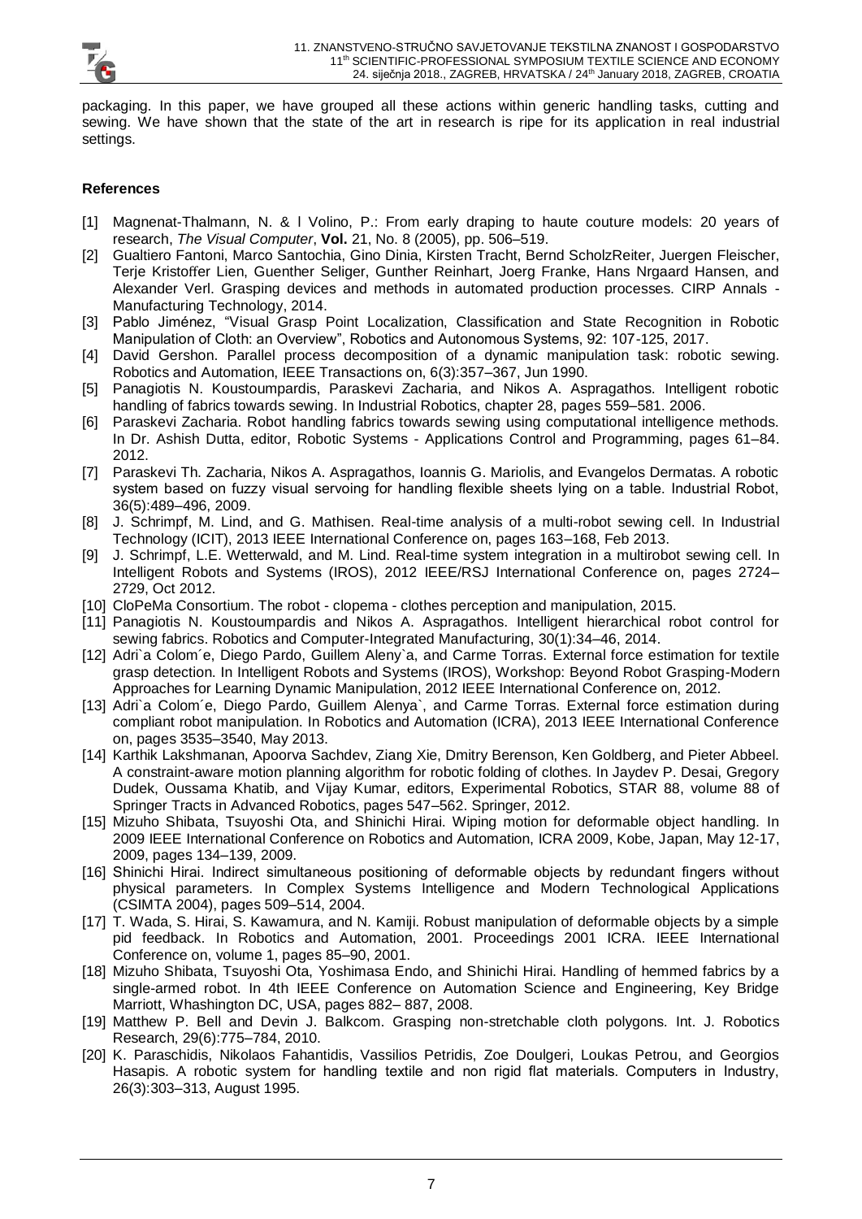packaging. In this paper, we have grouped all these actions within generic handling tasks, cutting and sewing. We have shown that the state of the art in research is ripe for its application in real industrial settings.

## References

[1] Magnenat-Thalmann, N. & l Volino, P.: From early draping to haute couture models: 20 years of research, *The Visual Computer*, **Vol.** 21, No. 8 (2005), pp. 506–519.

[2] Gualtiero Fantoni, Marco Santochia, Gino Dinia, Kirsten Tracht, Bernd ScholzReiter, Juergen Fleischer, Terje Kristoffer Lien, Guenther Seliger, Gunther Reinhart, Joerg Franke, Hans Nrgaard Hansen, and Alexander Verl. Grasping devices and methods in automated production processes. CIRP Annals - Manufacturing Technology, 2014.

[3] Pablo Jiménez, "Visual Grasp Point Localization, Classification and State Recognition in Robotic Manipulation of Cloth: an Overview", Robotics and Autonomous Systems, 92: 107-125, 2017.

[4] David Gershon. Parallel process decomposition of a dynamic manipulation task: robotic sewing. Robotics and Automation, IEEE Transactions on, 6(3):357–367, Jun 1990.

[5] Panagiotis N. Koustoumpardis, Paraskevi Zacharia, and Nikos A. Aspragathos. Intelligent robotic handling of fabrics towards sewing. In Industrial Robotics, chapter 28, pages 559–581. 2006.

[6] Paraskevi Zacharia. Robot handling fabrics towards sewing using computational intelligence methods. In Dr. Ashish Dutta, editor, Robotic Systems - Applications Control and Programming, pages 61–84. 2012.

[7] Paraskevi Th. Zacharia, Nikos A. Aspragathos, Ioannis G. Mariolis, and Evangelos Dermatas. A robotic system based on fuzzy visual servoing for handling flexible sheets lying on a table. Industrial Robot, 36(5):489–496, 2009.

[8] J. Schrimpf, M. Lind, and G. Mathisen. Real-time analysis of a multi-robot sewing cell. In Industrial Technology (ICIT), 2013 IEEE International Conference on, pages 163–168, Feb 2013.

[9] J. Schrimpf, L.E. Wetterwald, and M. Lind. Real-time system integration in a multirobot sewing cell. In Intelligent Robots and Systems (IROS), 2012 IEEE/RSJ International Conference on, pages 2724–2729, Oct 2012.

[10] CloPeMa Consortium. The robot - clopema - clothes perception and manipulation, 2015.

[11] Panagiotis N. Koustoumpardis and Nikos A. Aspragathos. Intelligent hierarchical robot control for sewing fabrics. Robotics and Computer-Integrated Manufacturing, 30(1):34–46, 2014.

[12] Adri`a Colom´e, Diego Pardo, Guillem Aleny`a, and Carme Torras. External force estimation for textile grasp detection. In Intelligent Robots and Systems (IROS), Workshop: Beyond Robot Grasping-Modern Approaches for Learning Dynamic Manipulation, 2012 IEEE International Conference on, 2012.

[13] Adri`a Colom´e, Diego Pardo, Guillem Alenya`, and Carme Torras. External force estimation during compliant robot manipulation. In Robotics and Automation (ICRA), 2013 IEEE International Conference on, pages 3535–3540, May 2013.

[14] Karthik Lakshmanan, Apoorva Sachdev, Ziang Xie, Dmitry Berenson, Ken Goldberg, and Pieter Abbeel. A constraint-aware motion planning algorithm for robotic folding of clothes. In Jaydev P. Desai, Gregory Dudek, Oussama Khatib, and Vijay Kumar, editors, Experimental Robotics, STAR 88, volume 88 of Springer Tracts in Advanced Robotics, pages 547–562. Springer, 2012.

[15] Mizuho Shibata, Tsuyoshi Ota, and Shinichi Hirai. Wiping motion for deformable object handling. In 2009 IEEE International Conference on Robotics and Automation, ICRA 2009, Kobe, Japan, May 12-17, 2009, pages 134–139, 2009.

[16] Shinichi Hirai. Indirect simultaneous positioning of deformable objects by redundant fingers without physical parameters. In Complex Systems Intelligence and Modern Technological Applications (CSIMTA 2004), pages 509–514, 2004.

[17] T. Wada, S. Hirai, S. Kawamura, and N. Kamiji. Robust manipulation of deformable objects by a simple pid feedback. In Robotics and Automation, 2001. Proceedings 2001 ICRA. IEEE International Conference on, volume 1, pages 85–90, 2001.

[18] Mizuho Shibata, Tsuyoshi Ota, Yoshimasa Endo, and Shinichi Hirai. Handling of hemmed fabrics by a single-armed robot. In 4th IEEE Conference on Automation Science and Engineering, Key Bridge Marriott, Whashington DC, USA, pages 882– 887, 2008.

[19] Matthew P. Bell and Devin J. Balkcom. Grasping non-stretchable cloth polygons. Int. J. Robotics Research, 29(6):775–784, 2010.

[20] K. Paraschidis, Nikolaos Fahantidis, Vassilios Petridis, Zoe Doulgeri, Loukas Petrou, and Georgios Hasapis. A robotic system for handling textile and non rigid flat materials. Computers in Industry, 26(3):303–313, August 1995.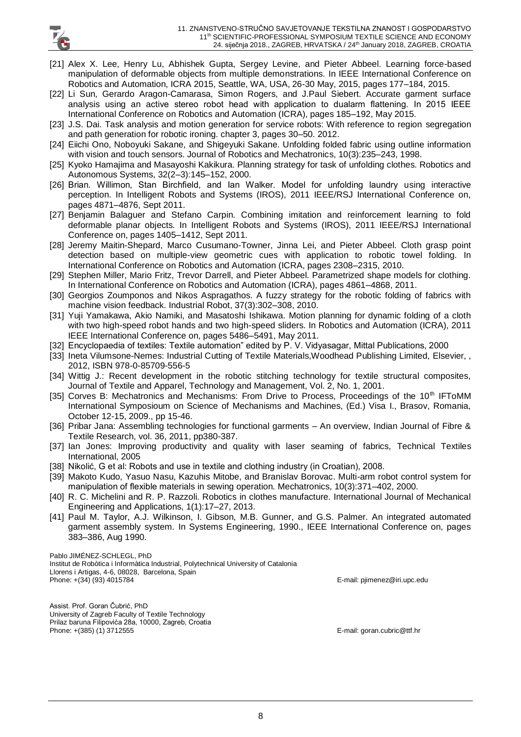[21] Alex X. Lee, Henry Lu, Abhishek Gupta, Sergey Levine, and Pieter Abbeel. Learning force-based manipulation of deformable objects from multiple demonstrations. In IEEE International Conference on Robotics and Automation, ICRA 2015, Seattle, WA, USA, 26-30 May, 2015, pages 177–184, 2015.

[22] Li Sun, Gerardo Aragon-Camarasa, Simon Rogers, and J.Paul Siebert. Accurate garment surface analysis using an active stereo robot head with application to dualarm flattening. In 2015 IEEE International Conference on Robotics and Automation (ICRA), pages 185–192, May 2015.

[23] J.S. Dai. Task analysis and motion generation for service robots: With reference to region segregation and path generation for robotic ironing. chapter 3, pages 30–50. 2012.

[24] Eiichi Ono, Noboyuki Sakane, and Shigeyuki Sakane. Unfolding folded fabric using outline information with vision and touch sensors. Journal of Robotics and Mechatronics, 10(3):235–243, 1998.

[25] Kyoko Hamajima and Masayoshi Kakikura. Planning strategy for task of unfolding clothes. Robotics and Autonomous Systems, 32(2–3):145–152, 2000.

[26] Brian. Willimon, Stan Birchfield, and Ian Walker. Model for unfolding laundry using interactive perception. In Intelligent Robots and Systems (IROS), 2011 IEEE/RSJ International Conference on, pages 4871–4876, Sept 2011.

[27] Benjamin Balaguer and Stefano Carpin. Combining imitation and reinforcement learning to fold deformable planar objects. In Intelligent Robots and Systems (IROS), 2011 IEEE/RSJ International Conference on, pages 1405–1412, Sept 2011.

[28] Jeremy Maitin-Shepard, Marco Cusumano-Towner, Jinna Lei, and Pieter Abbeel. Cloth grasp point detection based on multiple-view geometric cues with application to robotic towel folding. In International Conference on Robotics and Automation (ICRA, pages 2308–2315, 2010.

[29] Stephen Miller, Mario Fritz, Trevor Darrell, and Pieter Abbeel. Parametrized shape models for clothing. In International Conference on Robotics and Automation (ICRA), pages 4861–4868, 2011.

[30] Georgios Zoumponos and Nikos Aspragathos. A fuzzy strategy for the robotic folding of fabrics with machine vision feedback. Industrial Robot, 37(3):302–308, 2010.

[31] Yuji Yamakawa, Akio Namiki, and Masatoshi Ishikawa. Motion planning for dynamic folding of a cloth with two high-speed robot hands and two high-speed sliders. In Robotics and Automation (ICRA), 2011 IEEE International Conference on, pages 5486–5491, May 2011.

[32] Encyclopaedia of textiles: Textile automation" edited by P. V. Vidyasagar, Mittal Publications, 2000

[33] Ineta Vilumsone-Nemes: Industrial Cutting of Textile Materials,Woodhead Publishing Limited, Elsevier, , 2012, ISBN 978-0-85709-556-5

[34] Wittig J.: Recent development in the robotic stitching technology for textile structural composites, Journal of Textile and Apparel, Technology and Management, Vol. 2, No. 1, 2001.

[35] Corves B: Mechatronics and Mechanisms: From Drive to Process, Proceedings of the 10th IFToMM International Symposioum on Science of Mechanisms and Machines, (Ed.) Visa I., Brasov, Romania, October 12-15, 2009., pp 15-46.

[36] Pribar Jana: Assembling technologies for functional garments – An overview, Indian Journal of Fibre & Textile Research, vol. 36, 2011, pp380-387.

[37] Ian Jones: Improving productivity and quality with laser seaming of fabrics, Technical Textiles International, 2005

[38] Nikolić, G et al: Robots and use in textile and clothing industry (in Croatian), 2008.

[39] Makoto Kudo, Yasuo Nasu, Kazuhis Mitobe, and Branislav Borovac. Multi-arm robot control system for manipulation of flexible materials in sewing operation. Mechatronics, 10(3):371–402, 2000.

[40] R. C. Michelini and R. P. Razzoli. Robotics in clothes manufacture. International Journal of Mechanical Engineering and Applications, 1(1):17–27, 2013.

[41] Paul M. Taylor, A.J. Wilkinson, I. Gibson, M.B. Gunner, and G.S. Palmer. An integrated automated garment assembly system. In Systems Engineering, 1990., IEEE International Conference on, pages 383–386, Aug 1990.

Pablo JIMÉNEZ-SCHLEGL, PhD
Institut de Robòtica i Informàtica Industrial, Polytechnical University of Catalonia
Llorens i Artigas, 4-6, 08028, Barcelona, Spain
Phone: +(34) (93) 4015784 E-mail: pjimenez@iri.upc.edu

Assist. Prof. Goran Čubrić, PhD
University of Zagreb Faculty of Textile Technology
Prilaz baruna Filipovića 28a, 10000, Zagreb, Croatia
Phone: +(385) (1) 3712555 E-mail: goran.cubric@ttf.hr